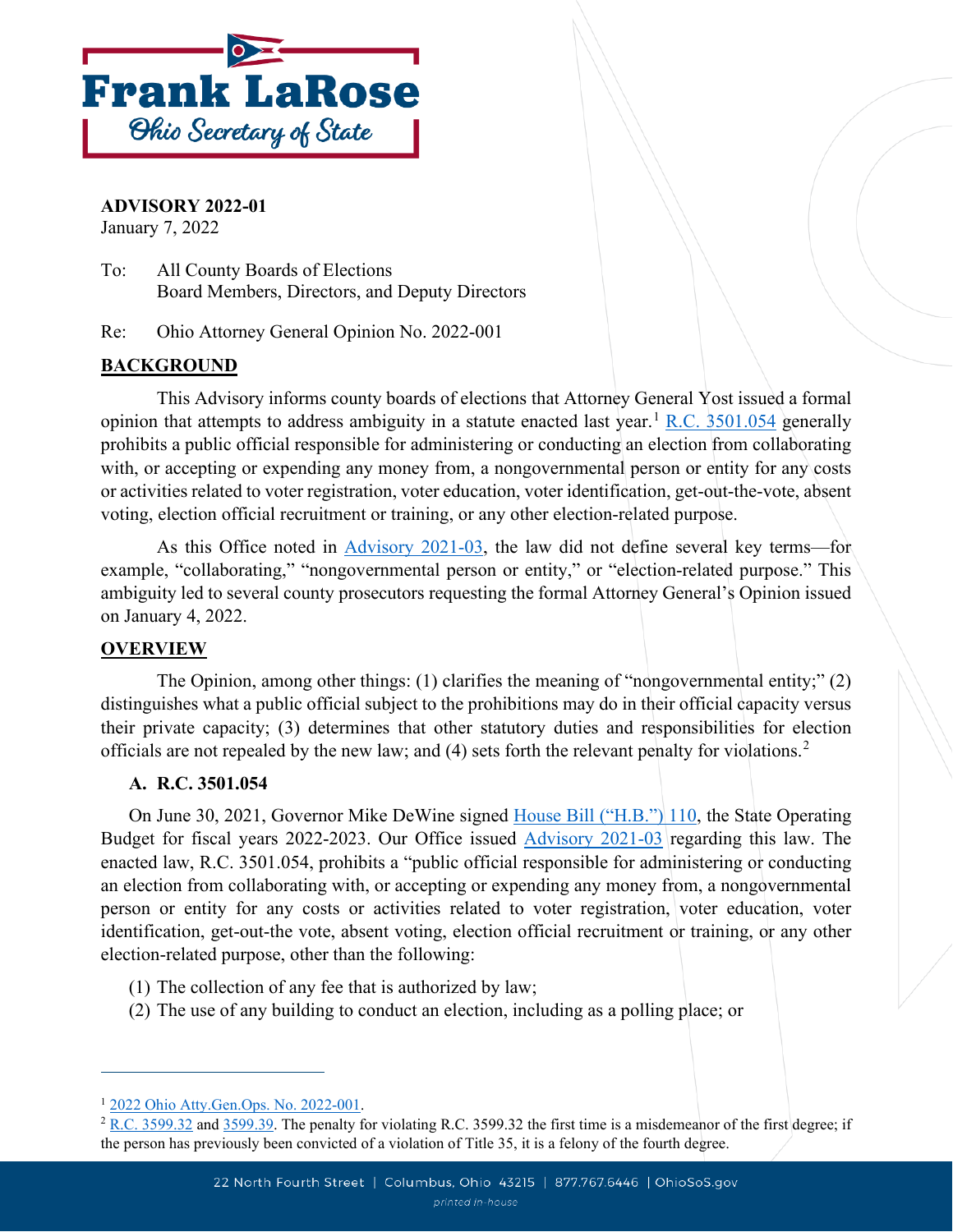**Frank LaRose**
*Ohio Secretary of State*

**ADVISORY 2022-01**
January 7, 2022

To: All County Boards of Elections
Board Members, Directors, and Deputy Directors

Re: Ohio Attorney General Opinion No. 2022-001

## BACKGROUND

This Advisory informs county boards of elections that Attorney General Yost issued a formal opinion that attempts to address ambiguity in a statute enacted last year.[1] R.C. 3501.054 generally prohibits a public official responsible for administering or conducting an election from collaborating with, or accepting or expending any money from, a nongovernmental person or entity for any costs or activities related to voter registration, voter education, voter identification, get-out-the-vote, absent voting, election official recruitment or training, or any other election-related purpose.

As this Office noted in Advisory 2021-03, the law did not define several key terms—for example, "collaborating," "nongovernmental person or entity," or "election-related purpose." This ambiguity led to several county prosecutors requesting the formal Attorney General's Opinion issued on January 4, 2022.

## OVERVIEW

The Opinion, among other things: (1) clarifies the meaning of "nongovernmental entity;" (2) distinguishes what a public official subject to the prohibitions may do in their official capacity versus their private capacity; (3) determines that other statutory duties and responsibilities for election officials are not repealed by the new law; and (4) sets forth the relevant penalty for violations.[2]

### A. R.C. 3501.054

On June 30, 2021, Governor Mike DeWine signed House Bill ("H.B.") 110, the State Operating Budget for fiscal years 2022-2023. Our Office issued Advisory 2021-03 regarding this law. The enacted law, R.C. 3501.054, prohibits a "public official responsible for administering or conducting an election from collaborating with, or accepting or expending any money from, a nongovernmental person or entity for any costs or activities related to voter registration, voter education, voter identification, get-out-the vote, absent voting, election official recruitment or training, or any other election-related purpose, other than the following:

(1) The collection of any fee that is authorized by law;
(2) The use of any building to conduct an election, including as a polling place; or

---

[1] 2022 Ohio Atty.Gen.Ops. No. 2022-001.

[2] R.C. 3599.32 and 3599.39. The penalty for violating R.C. 3599.32 the first time is a misdemeanor of the first degree; if the person has previously been convicted of a violation of Title 35, it is a felony of the fourth degree.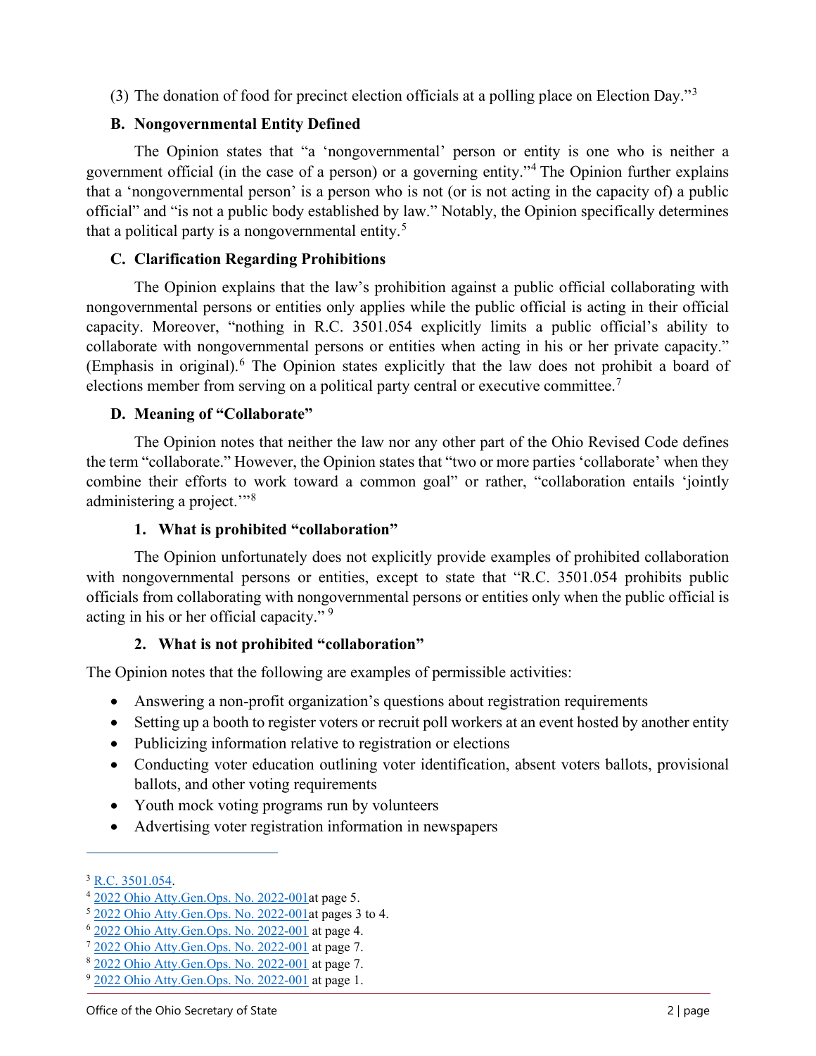(3) The donation of food for precinct election officials at a polling place on Election Day."[3]

### B. Nongovernmental Entity Defined

The Opinion states that "a 'nongovernmental' person or entity is one who is neither a government official (in the case of a person) or a governing entity."[4] The Opinion further explains that a 'nongovernmental person' is a person who is not (or is not acting in the capacity of) a public official" and "is not a public body established by law." Notably, the Opinion specifically determines that a political party is a nongovernmental entity.[5]

### C. Clarification Regarding Prohibitions

The Opinion explains that the law's prohibition against a public official collaborating with nongovernmental persons or entities only applies while the public official is acting in their official capacity. Moreover, "nothing in R.C. 3501.054 explicitly limits a public official's ability to collaborate with nongovernmental persons or entities when acting in his or her private capacity." (Emphasis in original).[6] The Opinion states explicitly that the law does not prohibit a board of elections member from serving on a political party central or executive committee.[7]

### D. Meaning of "Collaborate"

The Opinion notes that neither the law nor any other part of the Ohio Revised Code defines the term "collaborate." However, the Opinion states that "two or more parties 'collaborate' when they combine their efforts to work toward a common goal" or rather, "collaboration entails 'jointly administering a project.'"[8]

#### 1. What is prohibited "collaboration"

The Opinion unfortunately does not explicitly provide examples of prohibited collaboration with nongovernmental persons or entities, except to state that "R.C. 3501.054 prohibits public officials from collaborating with nongovernmental persons or entities only when the public official is acting in his or her official capacity." [9]

#### 2. What is not prohibited "collaboration"

The Opinion notes that the following are examples of permissible activities:

- Answering a non-profit organization's questions about registration requirements
- Setting up a booth to register voters or recruit poll workers at an event hosted by another entity
- Publicizing information relative to registration or elections
- Conducting voter education outlining voter identification, absent voters ballots, provisional ballots, and other voting requirements
- Youth mock voting programs run by volunteers
- Advertising voter registration information in newspapers

---

[3] R.C. 3501.054.

[4] 2022 Ohio Atty.Gen.Ops. No. 2022-001at page 5.

[5] 2022 Ohio Atty.Gen.Ops. No. 2022-001at pages 3 to 4.

[6] 2022 Ohio Atty.Gen.Ops. No. 2022-001 at page 4.

[7] 2022 Ohio Atty.Gen.Ops. No. 2022-001 at page 7.

[8] 2022 Ohio Atty.Gen.Ops. No. 2022-001 at page 7.

[9] 2022 Ohio Atty.Gen.Ops. No. 2022-001 at page 1.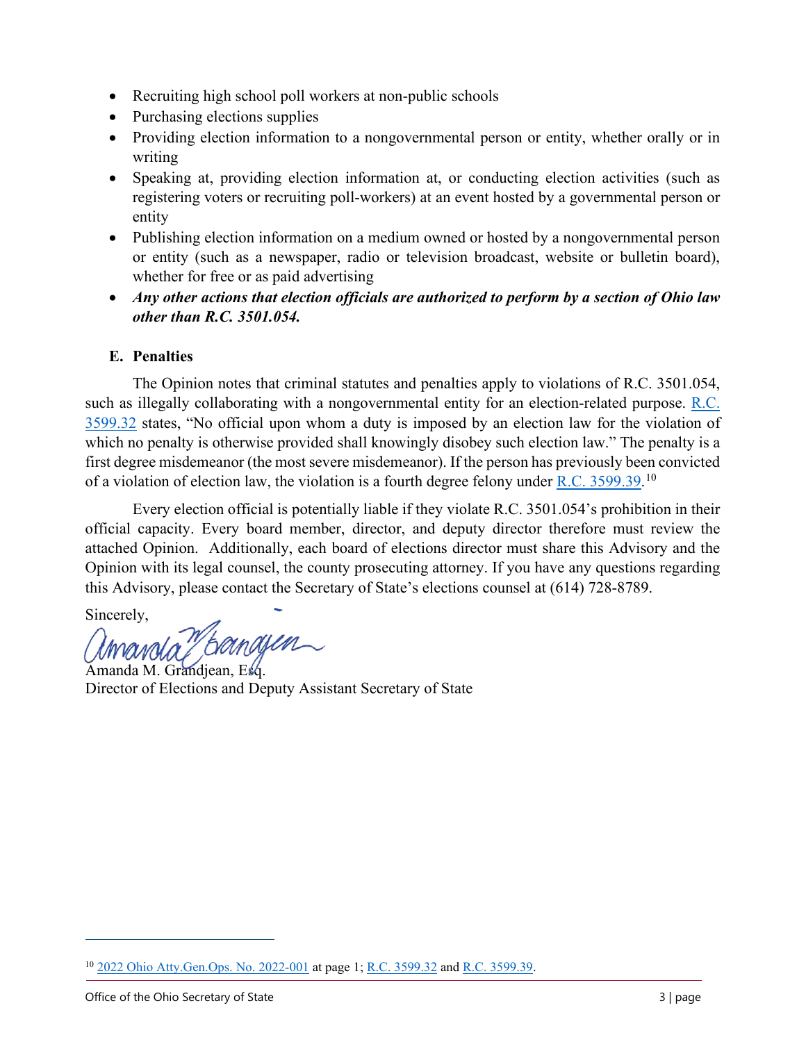- Recruiting high school poll workers at non-public schools
- Purchasing elections supplies
- Providing election information to a nongovernmental person or entity, whether orally or in writing
- Speaking at, providing election information at, or conducting election activities (such as registering voters or recruiting poll-workers) at an event hosted by a governmental person or entity
- Publishing election information on a medium owned or hosted by a nongovernmental person or entity (such as a newspaper, radio or television broadcast, website or bulletin board), whether for free or as paid advertising
- ***Any other actions that election officials are authorized to perform by a section of Ohio law other than R.C. 3501.054.***

### E. Penalties

The Opinion notes that criminal statutes and penalties apply to violations of R.C. 3501.054, such as illegally collaborating with a nongovernmental entity for an election-related purpose. R.C. 3599.32 states, "No official upon whom a duty is imposed by an election law for the violation of which no penalty is otherwise provided shall knowingly disobey such election law." The penalty is a first degree misdemeanor (the most severe misdemeanor). If the person has previously been convicted of a violation of election law, the violation is a fourth degree felony under R.C. 3599.39.[10]

Every election official is potentially liable if they violate R.C. 3501.054's prohibition in their official capacity. Every board member, director, and deputy director therefore must review the attached Opinion. Additionally, each board of elections director must share this Advisory and the Opinion with its legal counsel, the county prosecuting attorney. If you have any questions regarding this Advisory, please contact the Secretary of State's elections counsel at (614) 728-8789.

Sincerely,

Amanda M. Grandjean, Esq.
Director of Elections and Deputy Assistant Secretary of State

---

[10] 2022 Ohio Atty.Gen.Ops. No. 2022-001 at page 1; R.C. 3599.32 and R.C. 3599.39.